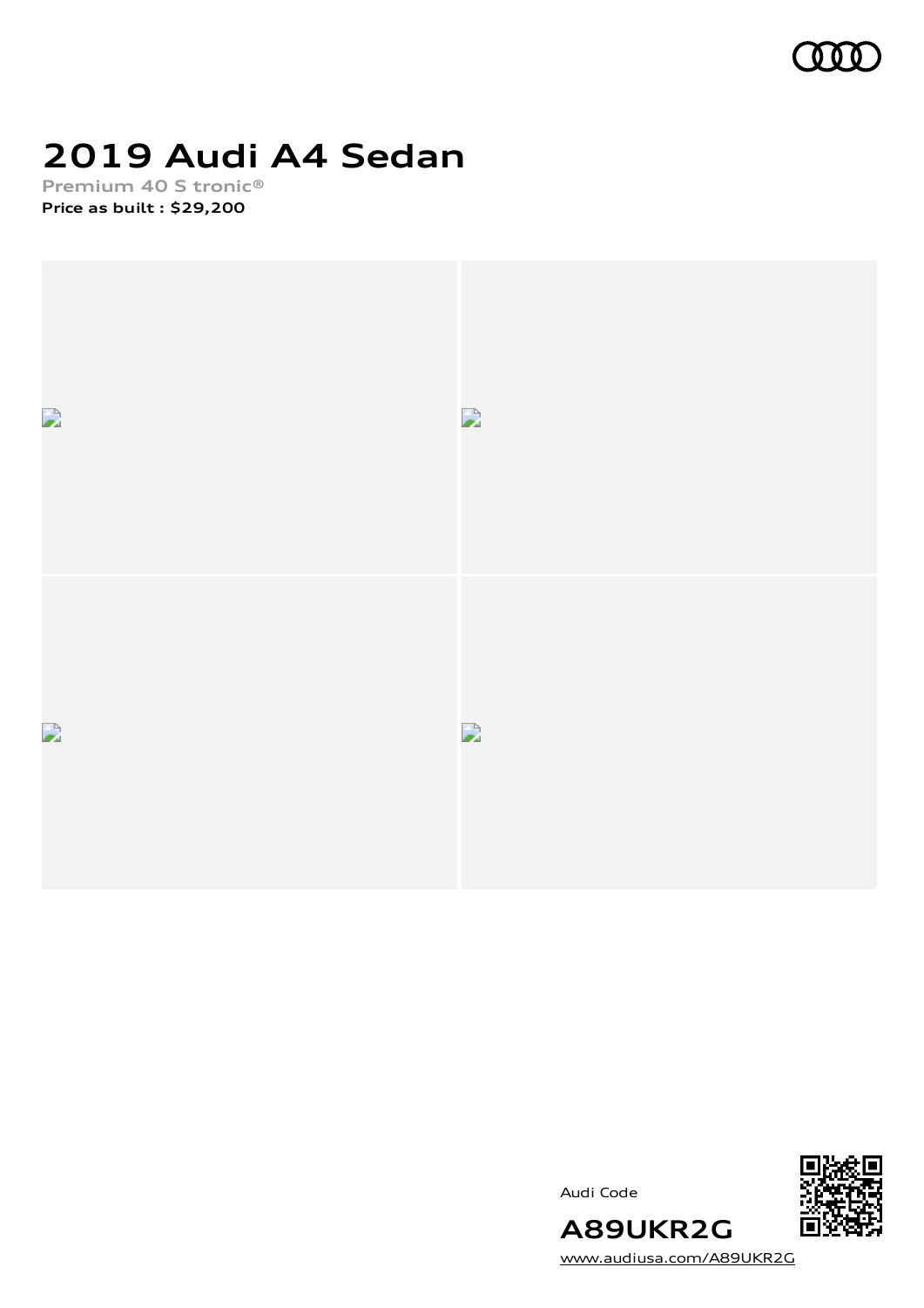# 2019 Audi A4 Sedan

Premium 40 S tronic®

**Price as built : $29,200**

Audi Code

**A89UKR2G**

[www.audiusa.com/A89UKR2G](www.audiusa.com/A89UKR2G)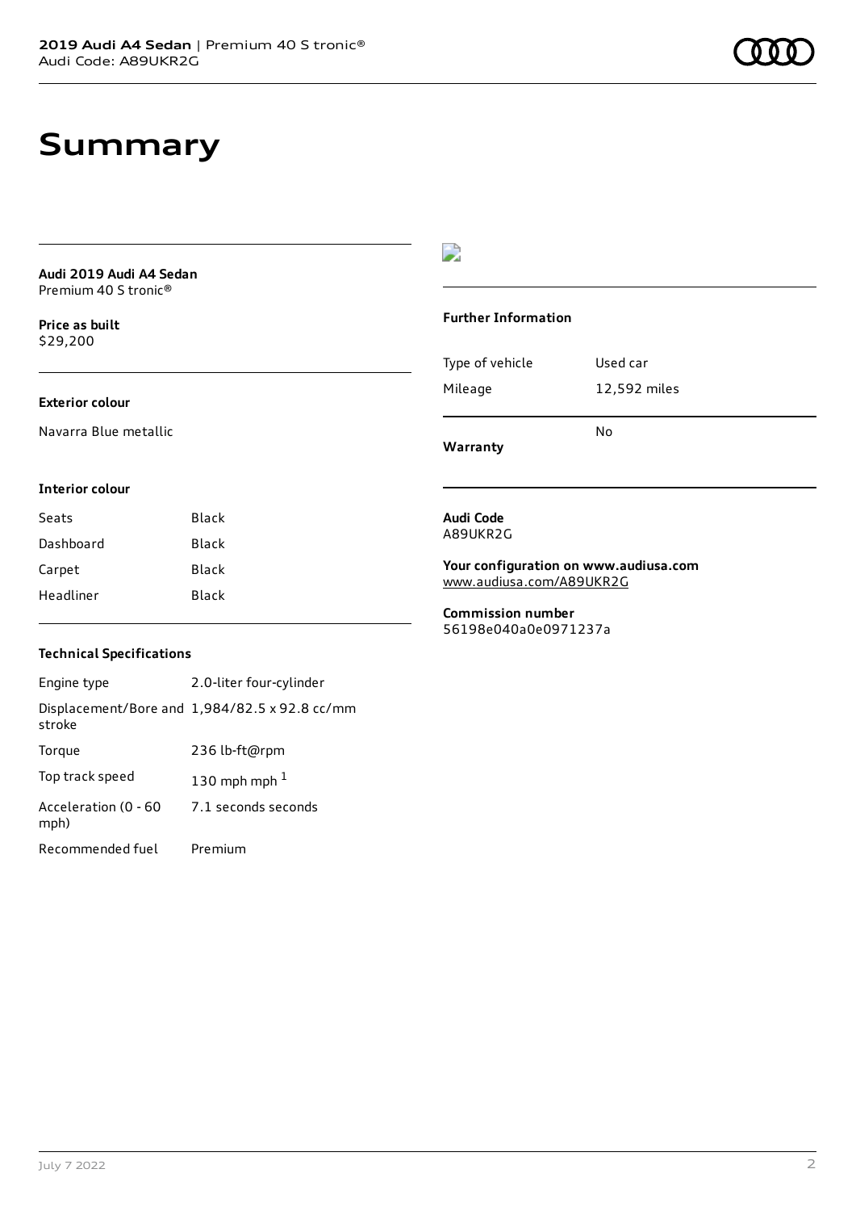# Summary

**Audi 2019 Audi A4 Sedan**
Premium 40 S tronic®

**Price as built**
$29,200

**Exterior colour**

Navarra Blue metallic

**Interior colour**

| | |
|---|---|
| Seats | Black |
| Dashboard | Black |
| Carpet | Black |
| Headliner | Black |

**Technical Specifications**

| | |
|---|---|
| Engine type | 2.0-liter four-cylinder |
| Displacement/Bore and stroke | 1,984/82.5 x 92.8 cc/mm |
| Torque | 236 lb-ft@rpm |
| Top track speed | 130 mph mph [1] |
| Acceleration (0 - 60 mph) | 7.1 seconds seconds |
| Recommended fuel | Premium |

**Further Information**

| | |
|---|---|
| Type of vehicle | Used car |
| Mileage | 12,592 miles |
| **Warranty** | No |

**Audi Code**
A89UKR2G

**Your configuration on www.audiusa.com**
www.audiusa.com/A89UKR2G

**Commission number**
56198e040a0e0971237a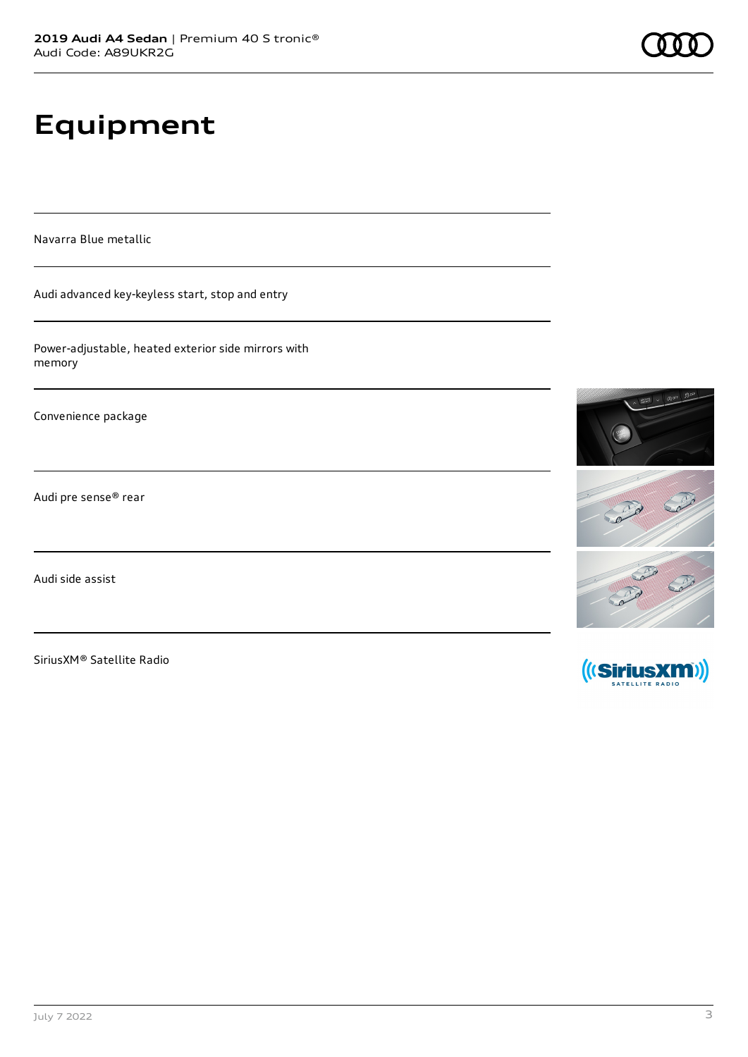# Equipment

Navarra Blue metallic

Audi advanced key-keyless start, stop and entry

Power-adjustable, heated exterior side mirrors with memory

Convenience package

Audi pre sense® rear

Audi side assist

SiriusXM® Satellite Radio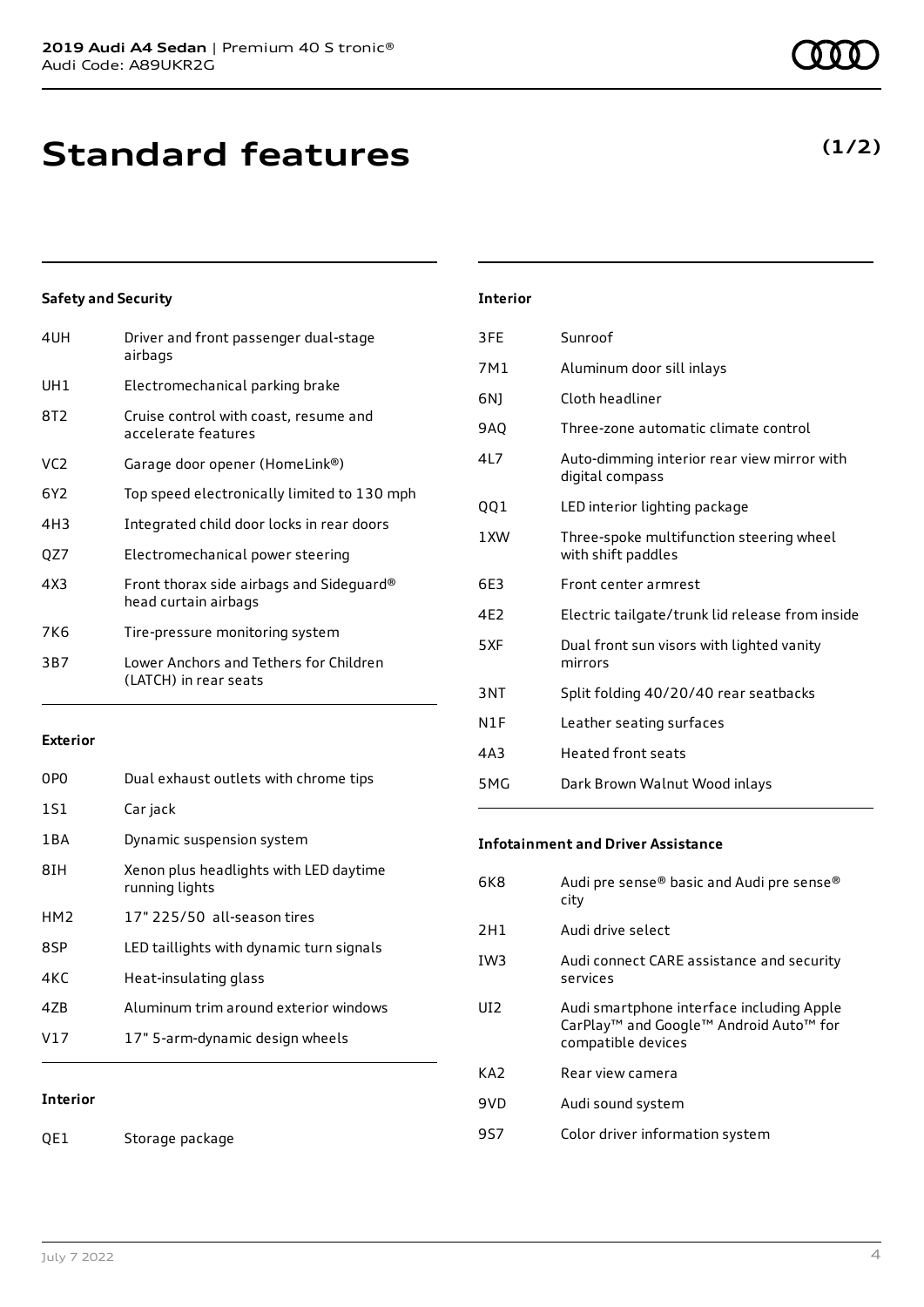**2019 Audi A4 Sedan** | Premium 40 S tronic®
Audi Code: A89UKR2G

# Standard features

**(1/2)**

### Safety and Security

| | |
|---|---|
| 4UH | Driver and front passenger dual-stage airbags |
| UH1 | Electromechanical parking brake |
| 8T2 | Cruise control with coast, resume and accelerate features |
| VC2 | Garage door opener (HomeLink®) |
| 6Y2 | Top speed electronically limited to 130 mph |
| 4H3 | Integrated child door locks in rear doors |
| QZ7 | Electromechanical power steering |
| 4X3 | Front thorax side airbags and Sideguard® head curtain airbags |
| 7K6 | Tire-pressure monitoring system |
| 3B7 | Lower Anchors and Tethers for Children (LATCH) in rear seats |

### Exterior

| | |
|---|---|
| 0P0 | Dual exhaust outlets with chrome tips |
| 1S1 | Car jack |
| 1BA | Dynamic suspension system |
| 8IH | Xenon plus headlights with LED daytime running lights |
| HM2 | 17" 225/50 all-season tires |
| 8SP | LED taillights with dynamic turn signals |
| 4KC | Heat-insulating glass |
| 4ZB | Aluminum trim around exterior windows |
| V17 | 17" 5-arm-dynamic design wheels |

### Interior

| | |
|---|---|
| QE1 | Storage package |
| 3FE | Sunroof |
| 7M1 | Aluminum door sill inlays |
| 6NJ | Cloth headliner |
| 9AQ | Three-zone automatic climate control |
| 4L7 | Auto-dimming interior rear view mirror with digital compass |
| QQ1 | LED interior lighting package |
| 1XW | Three-spoke multifunction steering wheel with shift paddles |
| 6E3 | Front center armrest |
| 4E2 | Electric tailgate/trunk lid release from inside |
| 5XF | Dual front sun visors with lighted vanity mirrors |
| 3NT | Split folding 40/20/40 rear seatbacks |
| N1F | Leather seating surfaces |
| 4A3 | Heated front seats |
| 5MG | Dark Brown Walnut Wood inlays |

### Infotainment and Driver Assistance

| | |
|---|---|
| 6K8 | Audi pre sense® basic and Audi pre sense® city |
| 2H1 | Audi drive select |
| IW3 | Audi connect CARE assistance and security services |
| UI2 | Audi smartphone interface including Apple CarPlay™ and Google™ Android Auto™ for compatible devices |
| KA2 | Rear view camera |
| 9VD | Audi sound system |
| 9S7 | Color driver information system |

July 7 2022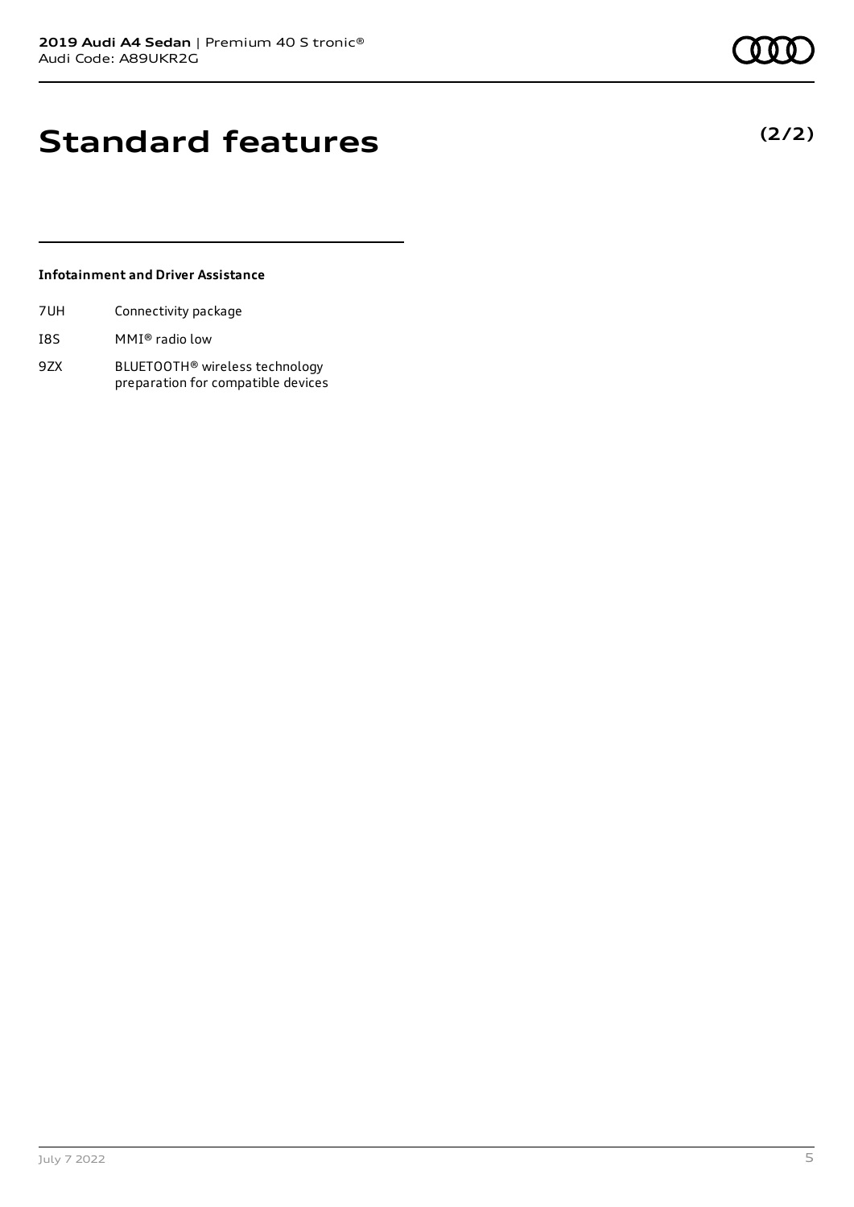# Standard features

(2/2)

### Infotainment and Driver Assistance

| | |
|---|---|
| 7UH | Connectivity package |
| I8S | MMI® radio low |
| 9ZX | BLUETOOTH® wireless technology preparation for compatible devices |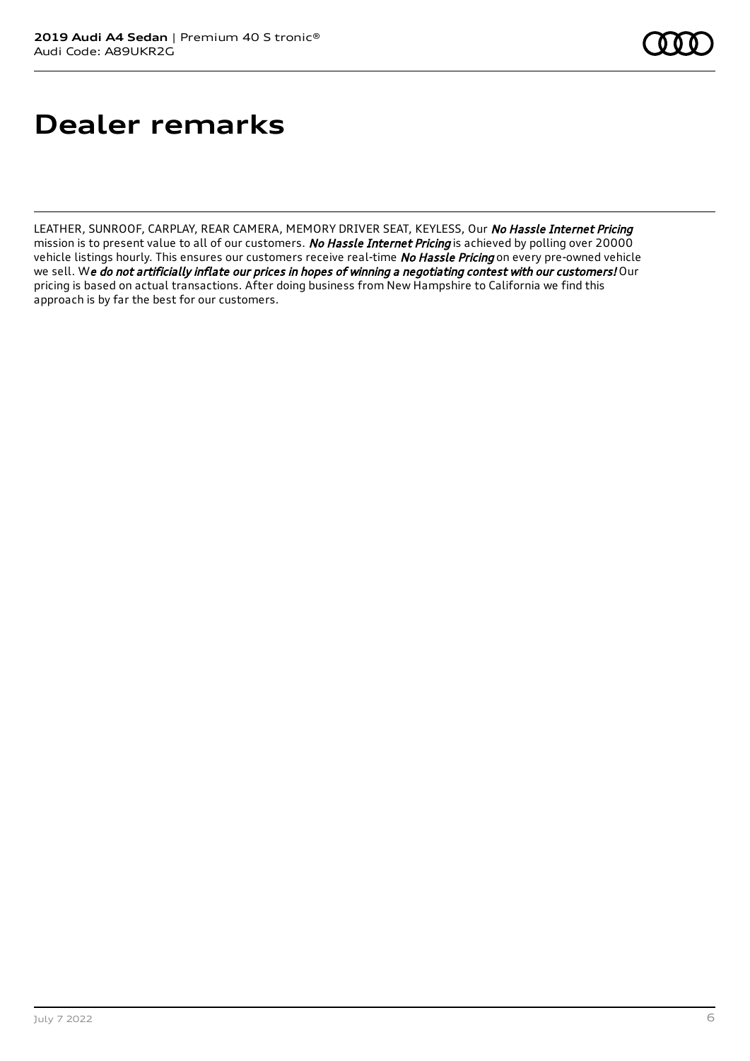# Dealer remarks

LEATHER, SUNROOF, CARPLAY, REAR CAMERA, MEMORY DRIVER SEAT, KEYLESS, Our *No Hassle Internet Pricing* mission is to present value to all of our customers. *No Hassle Internet Pricing* is achieved by polling over 20000 vehicle listings hourly. This ensures our customers receive real-time *No Hassle Pricing* on every pre-owned vehicle we sell. W*e do not artificially inflate our prices in hopes of winning a negotiating contest with our customers!* Our pricing is based on actual transactions. After doing business from New Hampshire to California we find this approach is by far the best for our customers.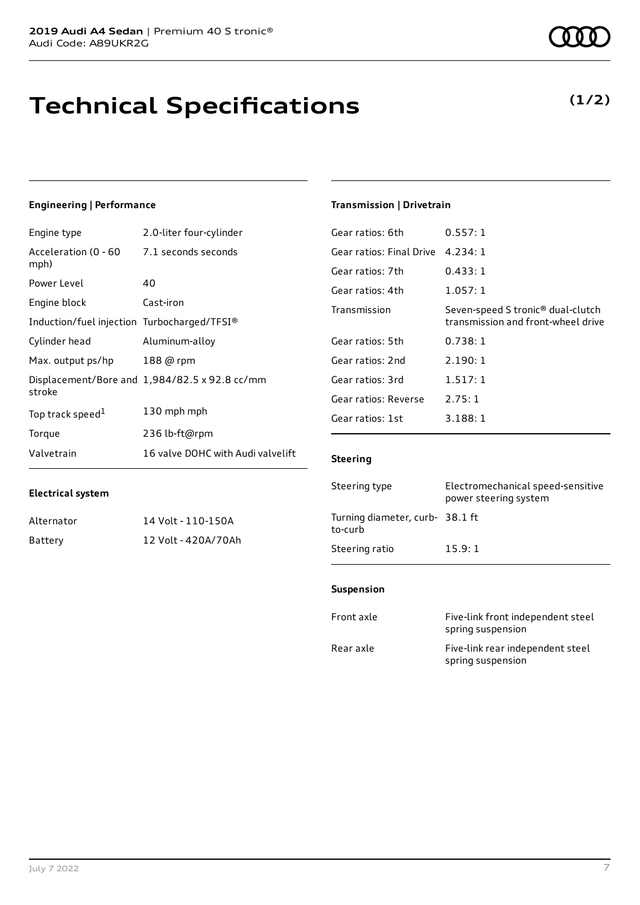# Technical Specifications

**(1/2)**

### Engineering | Performance

| | |
|---|---|
| Engine type | 2.0-liter four-cylinder |
| Acceleration (0 - 60 mph) | 7.1 seconds seconds |
| Power Level | 40 |
| Engine block | Cast-iron |
| Induction/fuel injection | Turbocharged/TFSI® |
| Cylinder head | Aluminum-alloy |
| Max. output ps/hp | 188 @ rpm |
| Displacement/Bore and stroke | 1,984/82.5 x 92.8 cc/mm |
| Top track speed[1] | 130 mph mph |
| Torque | 236 lb-ft@rpm |
| Valvetrain | 16 valve DOHC with Audi valvelift |

### Electrical system

| | |
|---|---|
| Alternator | 14 Volt - 110-150A |
| Battery | 12 Volt - 420A/70Ah |

### Transmission | Drivetrain

| | |
|---|---|
| Gear ratios: 6th | 0.557: 1 |
| Gear ratios: Final Drive | 4.234: 1 |
| Gear ratios: 7th | 0.433: 1 |
| Gear ratios: 4th | 1.057: 1 |
| Transmission | Seven-speed S tronic® dual-clutch transmission and front-wheel drive |
| Gear ratios: 5th | 0.738: 1 |
| Gear ratios: 2nd | 2.190: 1 |
| Gear ratios: 3rd | 1.517: 1 |
| Gear ratios: Reverse | 2.75: 1 |
| Gear ratios: 1st | 3.188: 1 |

### Steering

| | |
|---|---|
| Steering type | Electromechanical speed-sensitive power steering system |
| Turning diameter, curb-to-curb | 38.1 ft |
| Steering ratio | 15.9: 1 |

### Suspension

| | |
|---|---|
| Front axle | Five-link front independent steel spring suspension |
| Rear axle | Five-link rear independent steel spring suspension |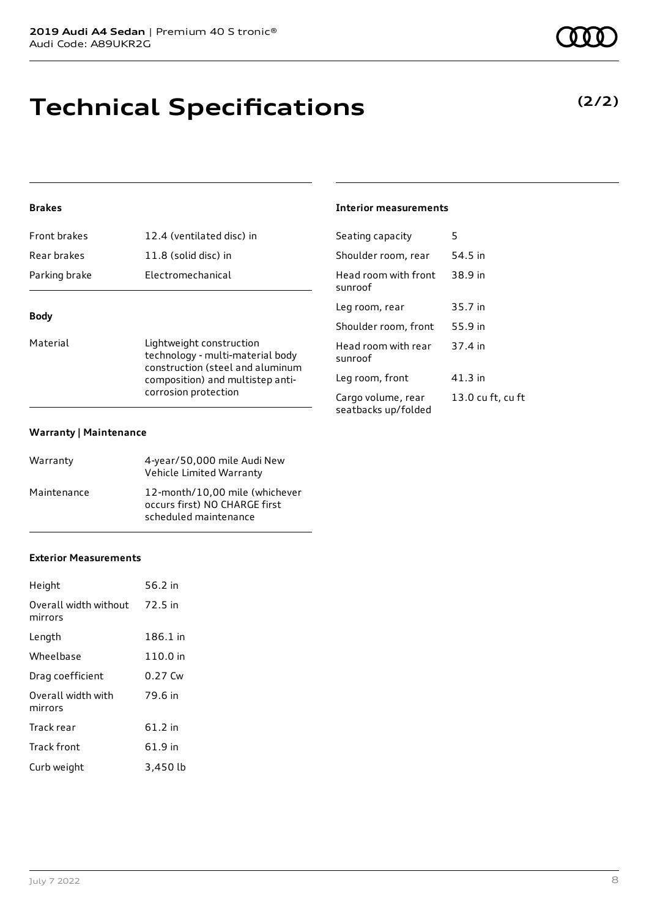# Technical Specifications

**(2/2)**

### Brakes

| | |
|---|---|
| Front brakes | 12.4 (ventilated disc) in |
| Rear brakes | 11.8 (solid disc) in |
| Parking brake | Electromechanical |

### Body

| | |
|---|---|
| Material | Lightweight construction technology - multi-material body construction (steel and aluminum composition) and multistep anti-corrosion protection |

### Warranty | Maintenance

| | |
|---|---|
| Warranty | 4-year/50,000 mile Audi New Vehicle Limited Warranty |
| Maintenance | 12-month/10,00 mile (whichever occurs first) NO CHARGE first scheduled maintenance |

### Exterior Measurements

| | |
|---|---|
| Height | 56.2 in |
| Overall width without mirrors | 72.5 in |
| Length | 186.1 in |
| Wheelbase | 110.0 in |
| Drag coefficient | 0.27 Cw |
| Overall width with mirrors | 79.6 in |
| Track rear | 61.2 in |
| Track front | 61.9 in |
| Curb weight | 3,450 lb |

### Interior measurements

| | |
|---|---|
| Seating capacity | 5 |
| Shoulder room, rear | 54.5 in |
| Head room with front sunroof | 38.9 in |
| Leg room, rear | 35.7 in |
| Shoulder room, front | 55.9 in |
| Head room with rear sunroof | 37.4 in |
| Leg room, front | 41.3 in |
| Cargo volume, rear seatbacks up/folded | 13.0 cu ft, cu ft |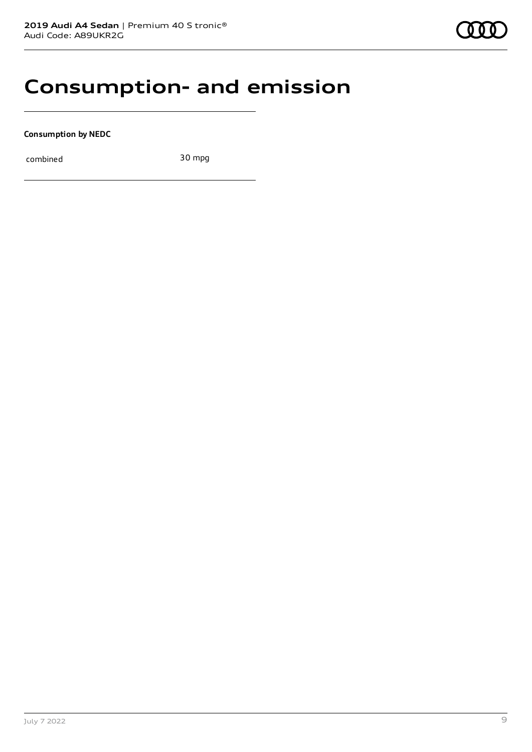# Consumption- and emission

**Consumption by NEDC**

| combined | 30 mpg |
|---|---|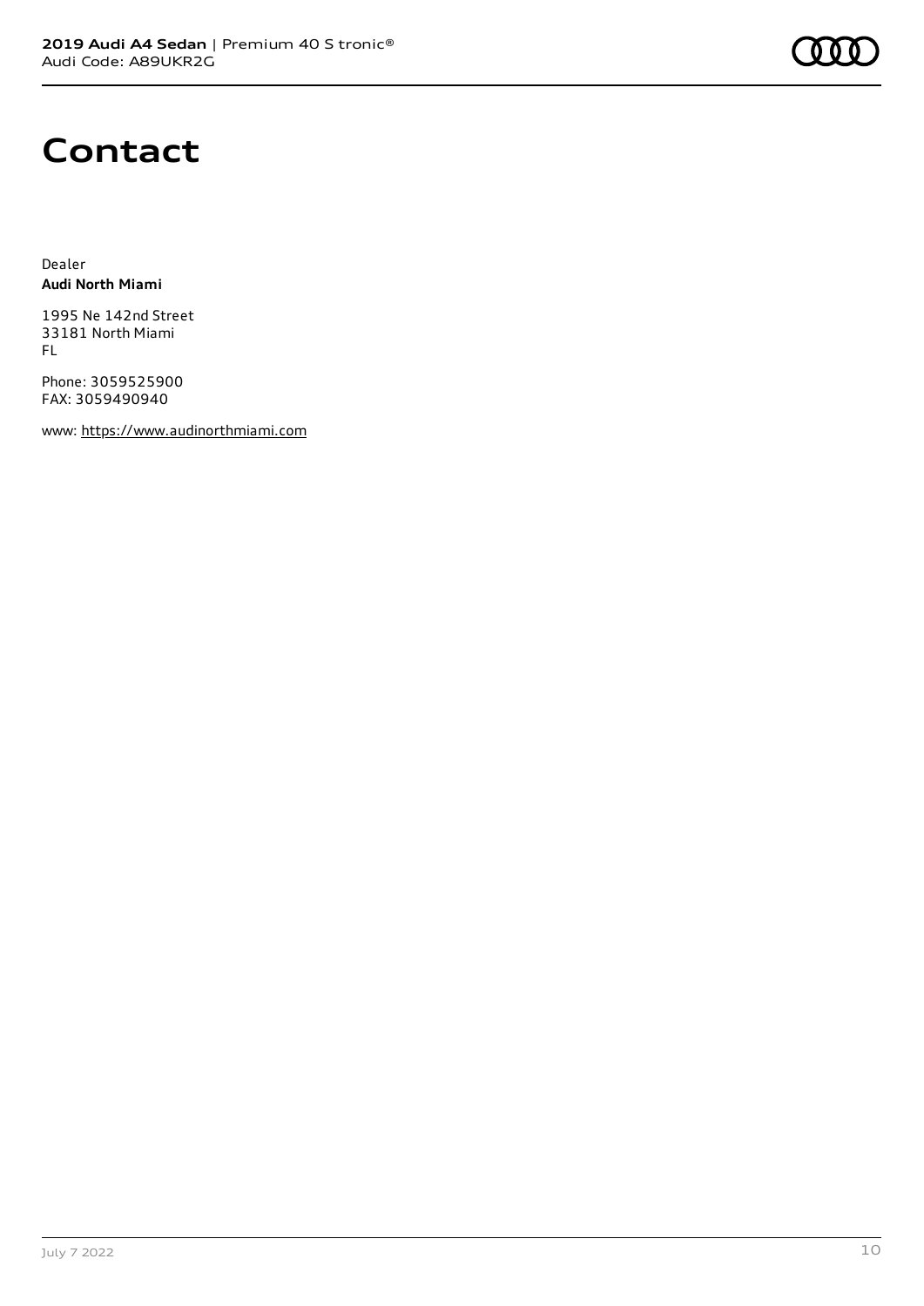# Contact

Dealer
**Audi North Miami**

1995 Ne 142nd Street
33181 North Miami
FL

Phone: 3059525900
FAX: 3059490940

www: https://www.audinorthmiami.com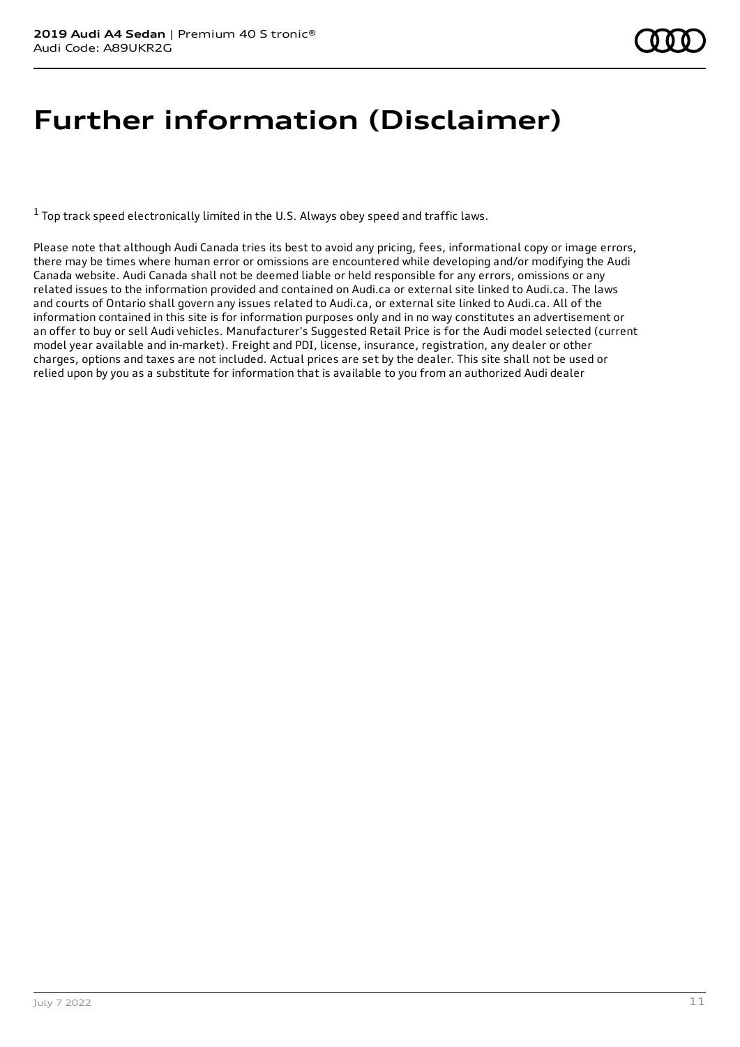# Further information (Disclaimer)

[1] Top track speed electronically limited in the U.S. Always obey speed and traffic laws.

Please note that although Audi Canada tries its best to avoid any pricing, fees, informational copy or image errors, there may be times where human error or omissions are encountered while developing and/or modifying the Audi Canada website. Audi Canada shall not be deemed liable or held responsible for any errors, omissions or any related issues to the information provided and contained on Audi.ca or external site linked to Audi.ca. The laws and courts of Ontario shall govern any issues related to Audi.ca, or external site linked to Audi.ca. All of the information contained in this site is for information purposes only and in no way constitutes an advertisement or an offer to buy or sell Audi vehicles. Manufacturer's Suggested Retail Price is for the Audi model selected (current model year available and in-market). Freight and PDI, license, insurance, registration, any dealer or other charges, options and taxes are not included. Actual prices are set by the dealer. This site shall not be used or relied upon by you as a substitute for information that is available to you from an authorized Audi dealer